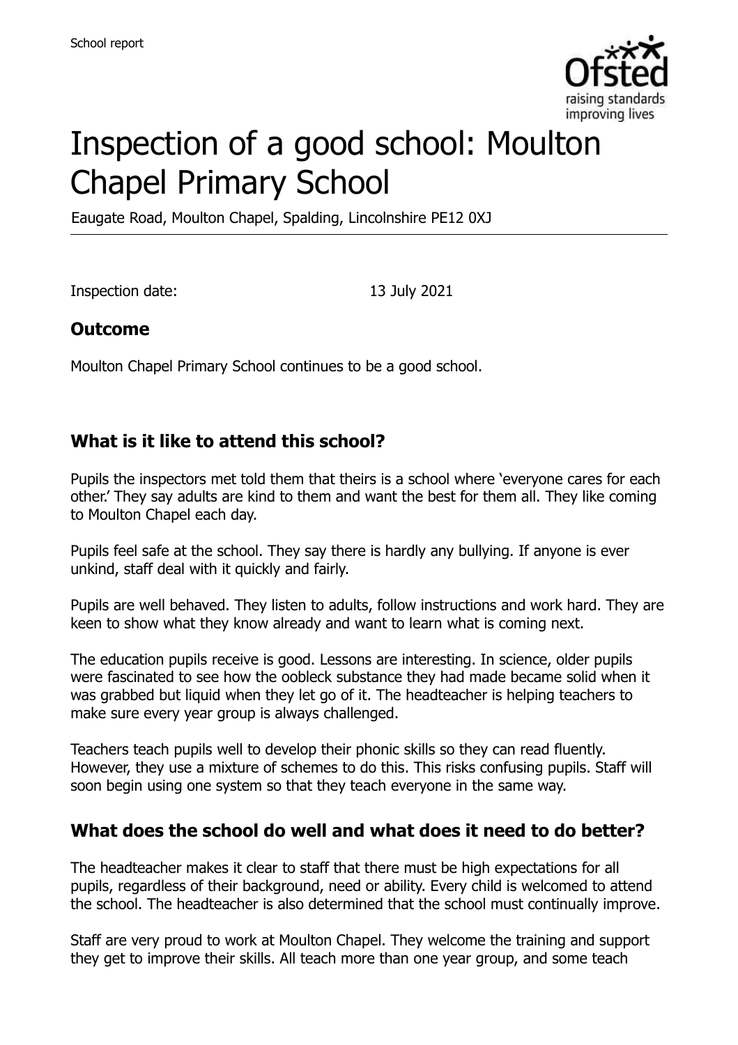# Inspection of a good school: Moulton Chapel Primary School

Eaugate Road, Moulton Chapel, Spalding, Lincolnshire PE12 0XJ

Inspection date: 13 July 2021

## Outcome

Moulton Chapel Primary School continues to be a good school.

## What is it like to attend this school?

Pupils the inspectors met told them that theirs is a school where 'everyone cares for each other.' They say adults are kind to them and want the best for them all. They like coming to Moulton Chapel each day.

Pupils feel safe at the school. They say there is hardly any bullying. If anyone is ever unkind, staff deal with it quickly and fairly.

Pupils are well behaved. They listen to adults, follow instructions and work hard. They are keen to show what they know already and want to learn what is coming next.

The education pupils receive is good. Lessons are interesting. In science, older pupils were fascinated to see how the oobleck substance they had made became solid when it was grabbed but liquid when they let go of it. The headteacher is helping teachers to make sure every year group is always challenged.

Teachers teach pupils well to develop their phonic skills so they can read fluently. However, they use a mixture of schemes to do this. This risks confusing pupils. Staff will soon begin using one system so that they teach everyone in the same way.

## What does the school do well and what does it need to do better?

The headteacher makes it clear to staff that there must be high expectations for all pupils, regardless of their background, need or ability. Every child is welcomed to attend the school. The headteacher is also determined that the school must continually improve.

Staff are very proud to work at Moulton Chapel. They welcome the training and support they get to improve their skills. All teach more than one year group, and some teach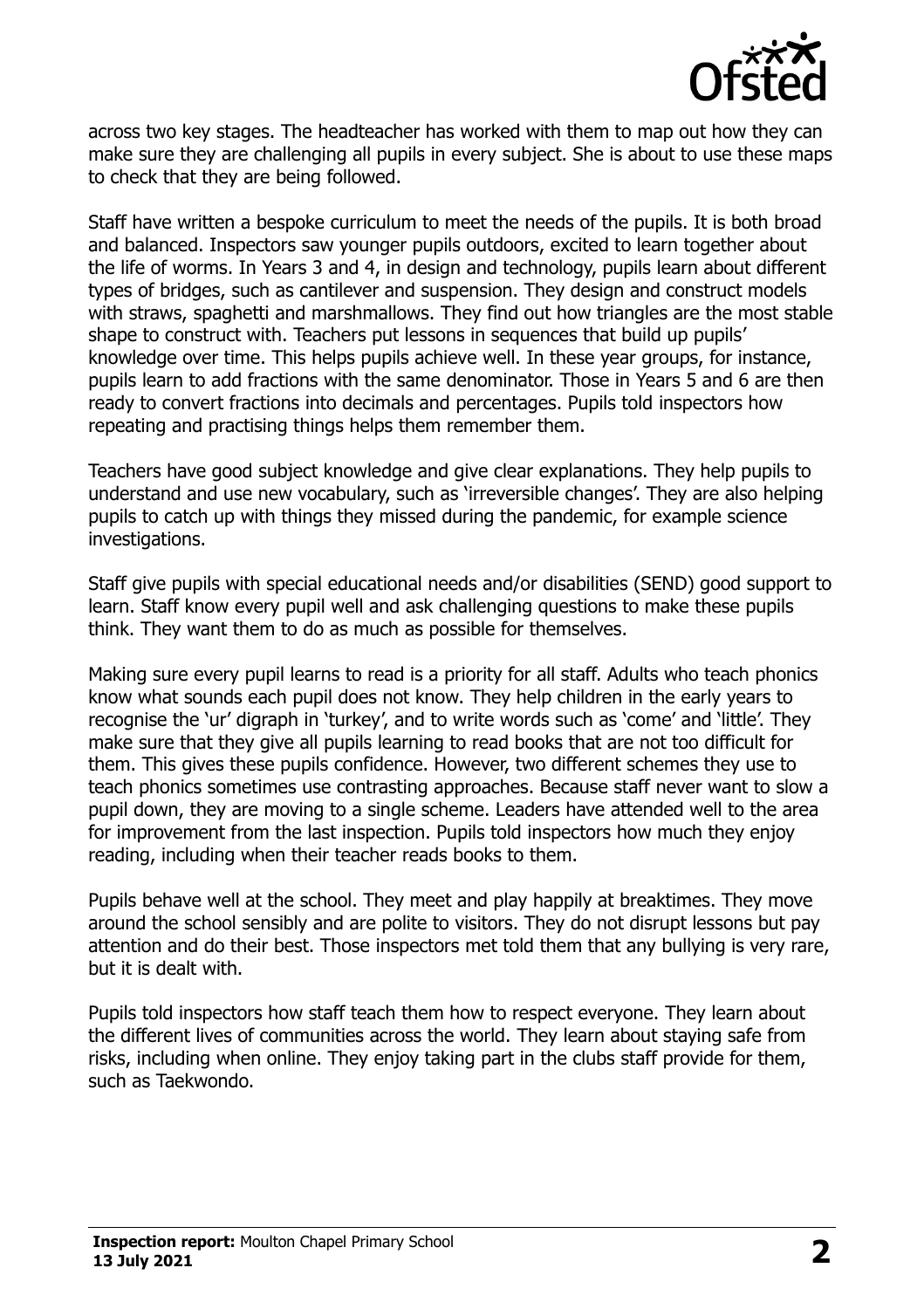across two key stages. The headteacher has worked with them to map out how they can make sure they are challenging all pupils in every subject. She is about to use these maps to check that they are being followed.

Staff have written a bespoke curriculum to meet the needs of the pupils. It is both broad and balanced. Inspectors saw younger pupils outdoors, excited to learn together about the life of worms. In Years 3 and 4, in design and technology, pupils learn about different types of bridges, such as cantilever and suspension. They design and construct models with straws, spaghetti and marshmallows. They find out how triangles are the most stable shape to construct with. Teachers put lessons in sequences that build up pupils' knowledge over time. This helps pupils achieve well. In these year groups, for instance, pupils learn to add fractions with the same denominator. Those in Years 5 and 6 are then ready to convert fractions into decimals and percentages. Pupils told inspectors how repeating and practising things helps them remember them.

Teachers have good subject knowledge and give clear explanations. They help pupils to understand and use new vocabulary, such as 'irreversible changes'. They are also helping pupils to catch up with things they missed during the pandemic, for example science investigations.

Staff give pupils with special educational needs and/or disabilities (SEND) good support to learn. Staff know every pupil well and ask challenging questions to make these pupils think. They want them to do as much as possible for themselves.

Making sure every pupil learns to read is a priority for all staff. Adults who teach phonics know what sounds each pupil does not know. They help children in the early years to recognise the 'ur' digraph in 'turkey', and to write words such as 'come' and 'little'. They make sure that they give all pupils learning to read books that are not too difficult for them. This gives these pupils confidence. However, two different schemes they use to teach phonics sometimes use contrasting approaches. Because staff never want to slow a pupil down, they are moving to a single scheme. Leaders have attended well to the area for improvement from the last inspection. Pupils told inspectors how much they enjoy reading, including when their teacher reads books to them.

Pupils behave well at the school. They meet and play happily at breaktimes. They move around the school sensibly and are polite to visitors. They do not disrupt lessons but pay attention and do their best. Those inspectors met told them that any bullying is very rare, but it is dealt with.

Pupils told inspectors how staff teach them how to respect everyone. They learn about the different lives of communities across the world. They learn about staying safe from risks, including when online. They enjoy taking part in the clubs staff provide for them, such as Taekwondo.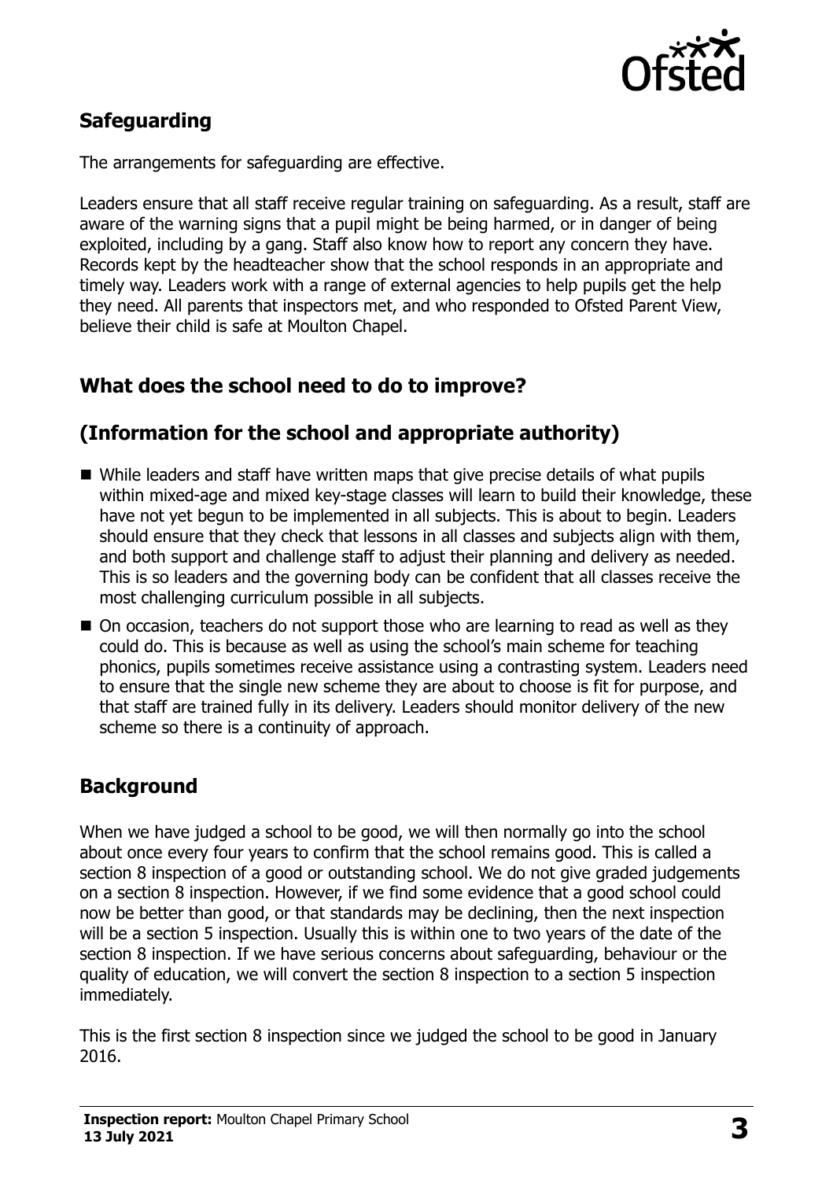## Safeguarding

The arrangements for safeguarding are effective.

Leaders ensure that all staff receive regular training on safeguarding. As a result, staff are aware of the warning signs that a pupil might be being harmed, or in danger of being exploited, including by a gang. Staff also know how to report any concern they have. Records kept by the headteacher show that the school responds in an appropriate and timely way. Leaders work with a range of external agencies to help pupils get the help they need. All parents that inspectors met, and who responded to Ofsted Parent View, believe their child is safe at Moulton Chapel.

## What does the school need to do to improve?

## (Information for the school and appropriate authority)

- While leaders and staff have written maps that give precise details of what pupils within mixed-age and mixed key-stage classes will learn to build their knowledge, these have not yet begun to be implemented in all subjects. This is about to begin. Leaders should ensure that they check that lessons in all classes and subjects align with them, and both support and challenge staff to adjust their planning and delivery as needed. This is so leaders and the governing body can be confident that all classes receive the most challenging curriculum possible in all subjects.
- On occasion, teachers do not support those who are learning to read as well as they could do. This is because as well as using the school's main scheme for teaching phonics, pupils sometimes receive assistance using a contrasting system. Leaders need to ensure that the single new scheme they are about to choose is fit for purpose, and that staff are trained fully in its delivery. Leaders should monitor delivery of the new scheme so there is a continuity of approach.

## Background

When we have judged a school to be good, we will then normally go into the school about once every four years to confirm that the school remains good. This is called a section 8 inspection of a good or outstanding school. We do not give graded judgements on a section 8 inspection. However, if we find some evidence that a good school could now be better than good, or that standards may be declining, then the next inspection will be a section 5 inspection. Usually this is within one to two years of the date of the section 8 inspection. If we have serious concerns about safeguarding, behaviour or the quality of education, we will convert the section 8 inspection to a section 5 inspection immediately.

This is the first section 8 inspection since we judged the school to be good in January 2016.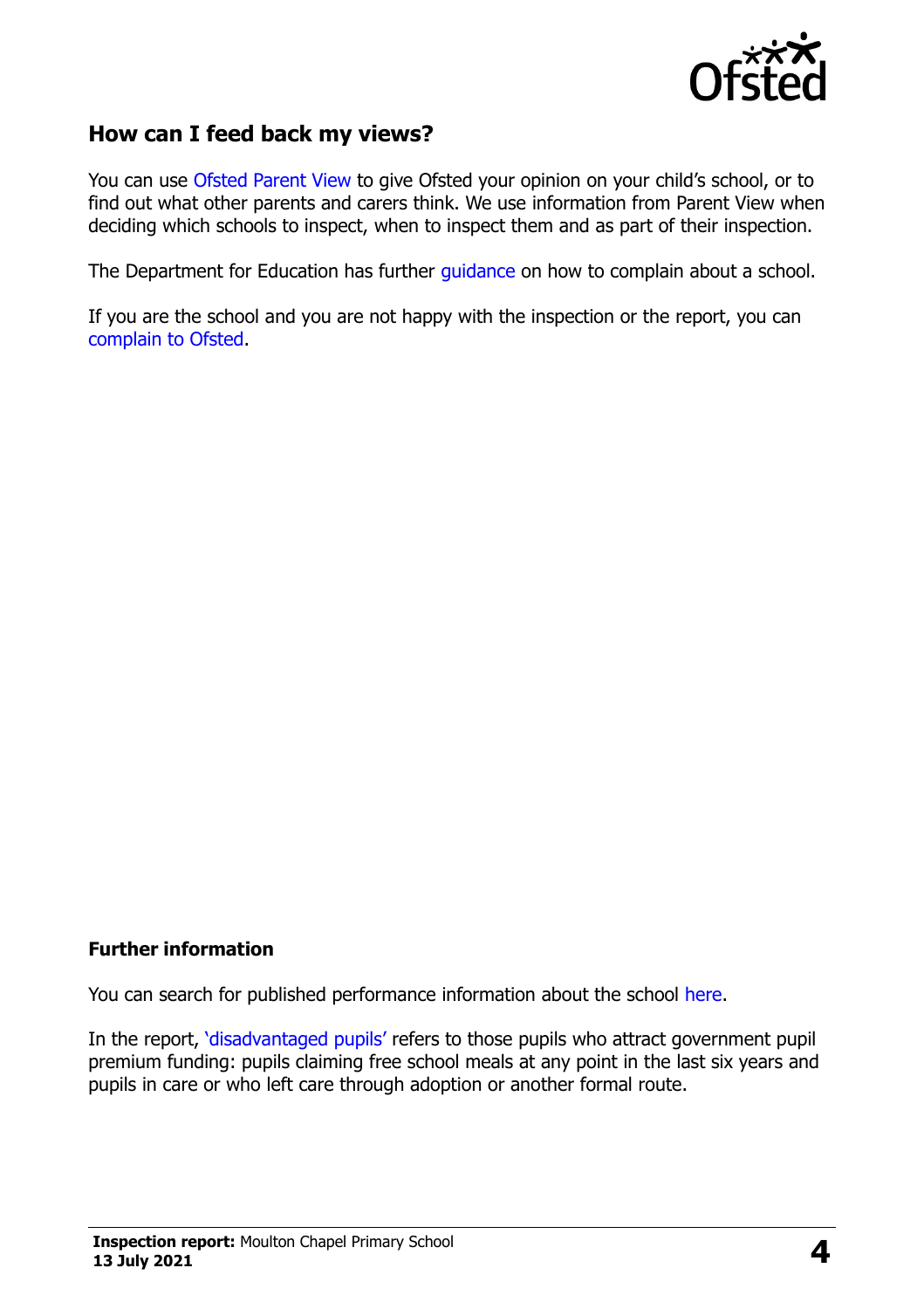## How can I feed back my views?

You can use Ofsted Parent View to give Ofsted your opinion on your child's school, or to find out what other parents and carers think. We use information from Parent View when deciding which schools to inspect, when to inspect them and as part of their inspection.

The Department for Education has further guidance on how to complain about a school.

If you are the school and you are not happy with the inspection or the report, you can complain to Ofsted.

### Further information

You can search for published performance information about the school here.

In the report, 'disadvantaged pupils' refers to those pupils who attract government pupil premium funding: pupils claiming free school meals at any point in the last six years and pupils in care or who left care through adoption or another formal route.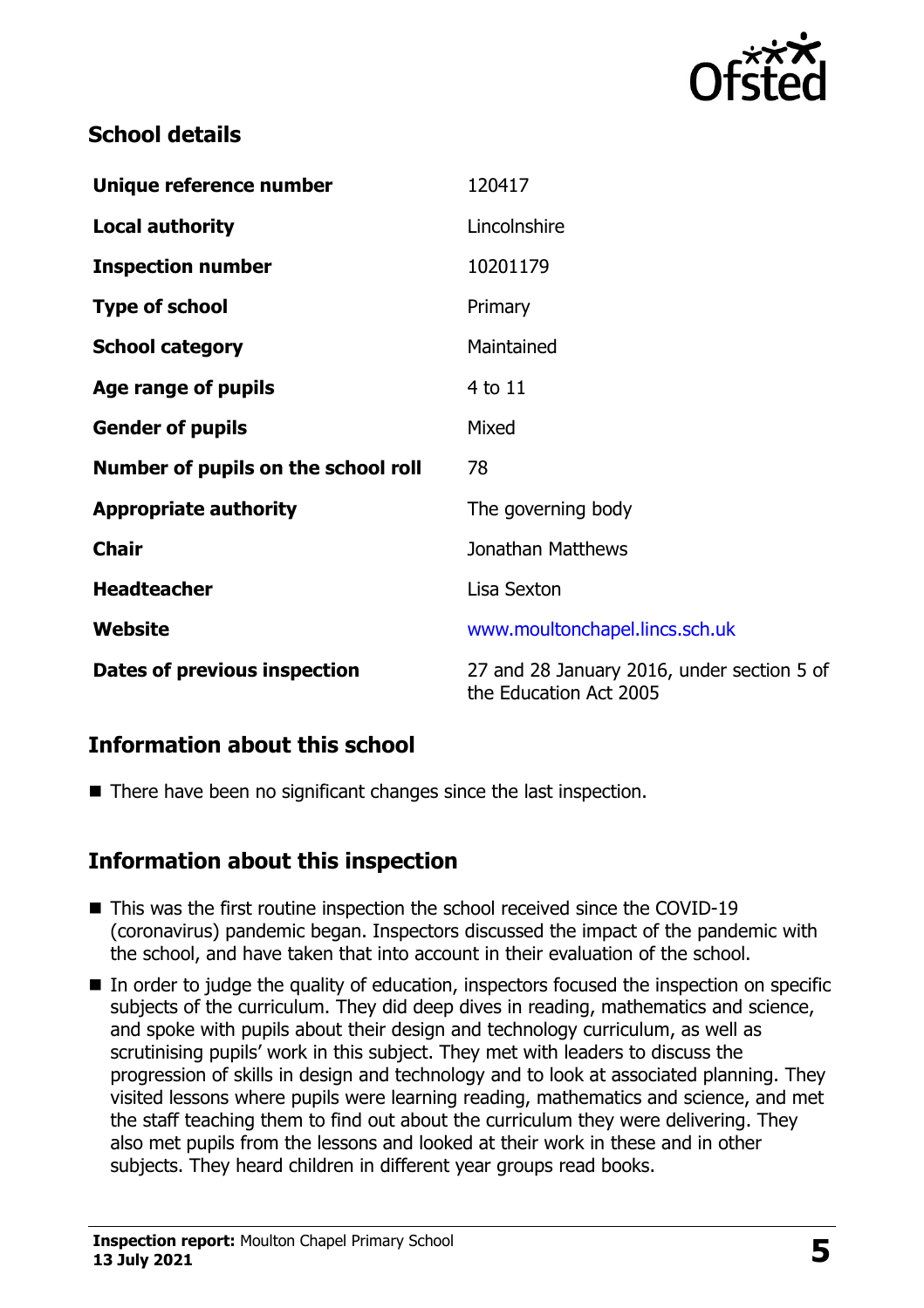## School details

| | |
|---|---|
| **Unique reference number** | 120417 |
| **Local authority** | Lincolnshire |
| **Inspection number** | 10201179 |
| **Type of school** | Primary |
| **School category** | Maintained |
| **Age range of pupils** | 4 to 11 |
| **Gender of pupils** | Mixed |
| **Number of pupils on the school roll** | 78 |
| **Appropriate authority** | The governing body |
| **Chair** | Jonathan Matthews |
| **Headteacher** | Lisa Sexton |
| **Website** | www.moultonchapel.lincs.sch.uk |
| **Dates of previous inspection** | 27 and 28 January 2016, under section 5 of the Education Act 2005 |

## Information about this school

- There have been no significant changes since the last inspection.

## Information about this inspection

- This was the first routine inspection the school received since the COVID-19 (coronavirus) pandemic began. Inspectors discussed the impact of the pandemic with the school, and have taken that into account in their evaluation of the school.
- In order to judge the quality of education, inspectors focused the inspection on specific subjects of the curriculum. They did deep dives in reading, mathematics and science, and spoke with pupils about their design and technology curriculum, as well as scrutinising pupils' work in this subject. They met with leaders to discuss the progression of skills in design and technology and to look at associated planning. They visited lessons where pupils were learning reading, mathematics and science, and met the staff teaching them to find out about the curriculum they were delivering. They also met pupils from the lessons and looked at their work in these and in other subjects. They heard children in different year groups read books.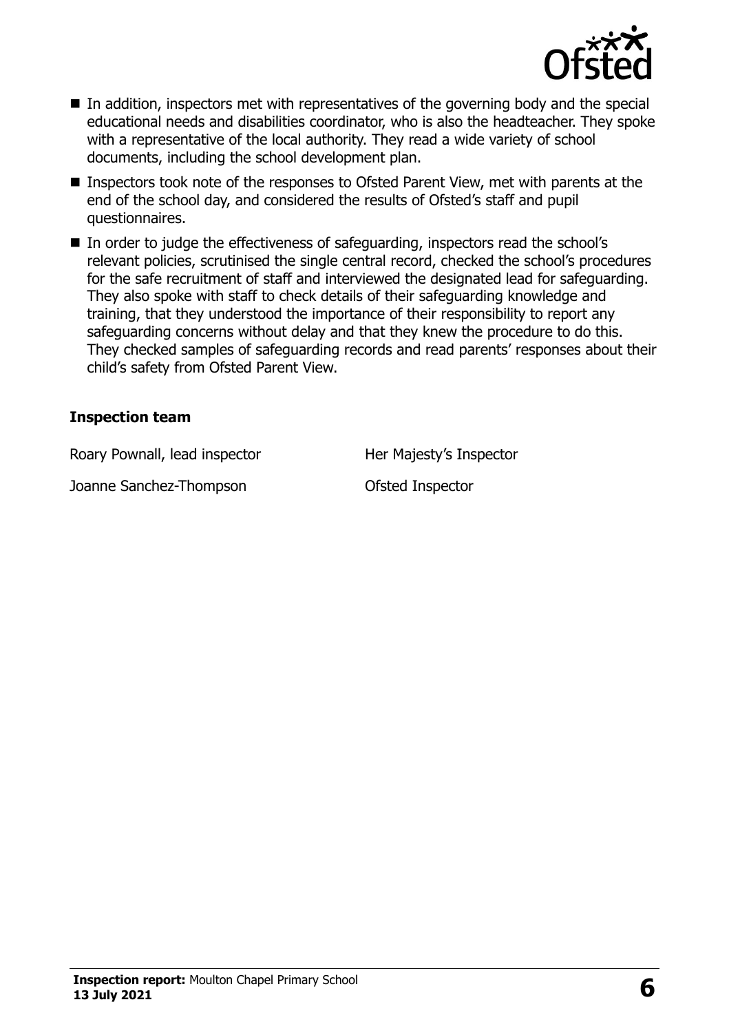- In addition, inspectors met with representatives of the governing body and the special educational needs and disabilities coordinator, who is also the headteacher. They spoke with a representative of the local authority. They read a wide variety of school documents, including the school development plan.
- Inspectors took note of the responses to Ofsted Parent View, met with parents at the end of the school day, and considered the results of Ofsted's staff and pupil questionnaires.
- In order to judge the effectiveness of safeguarding, inspectors read the school's relevant policies, scrutinised the single central record, checked the school's procedures for the safe recruitment of staff and interviewed the designated lead for safeguarding. They also spoke with staff to check details of their safeguarding knowledge and training, that they understood the importance of their responsibility to report any safeguarding concerns without delay and that they knew the procedure to do this. They checked samples of safeguarding records and read parents' responses about their child's safety from Ofsted Parent View.

### Inspection team

| | |
|---|---|
| Roary Pownall, lead inspector | Her Majesty's Inspector |
| Joanne Sanchez-Thompson | Ofsted Inspector |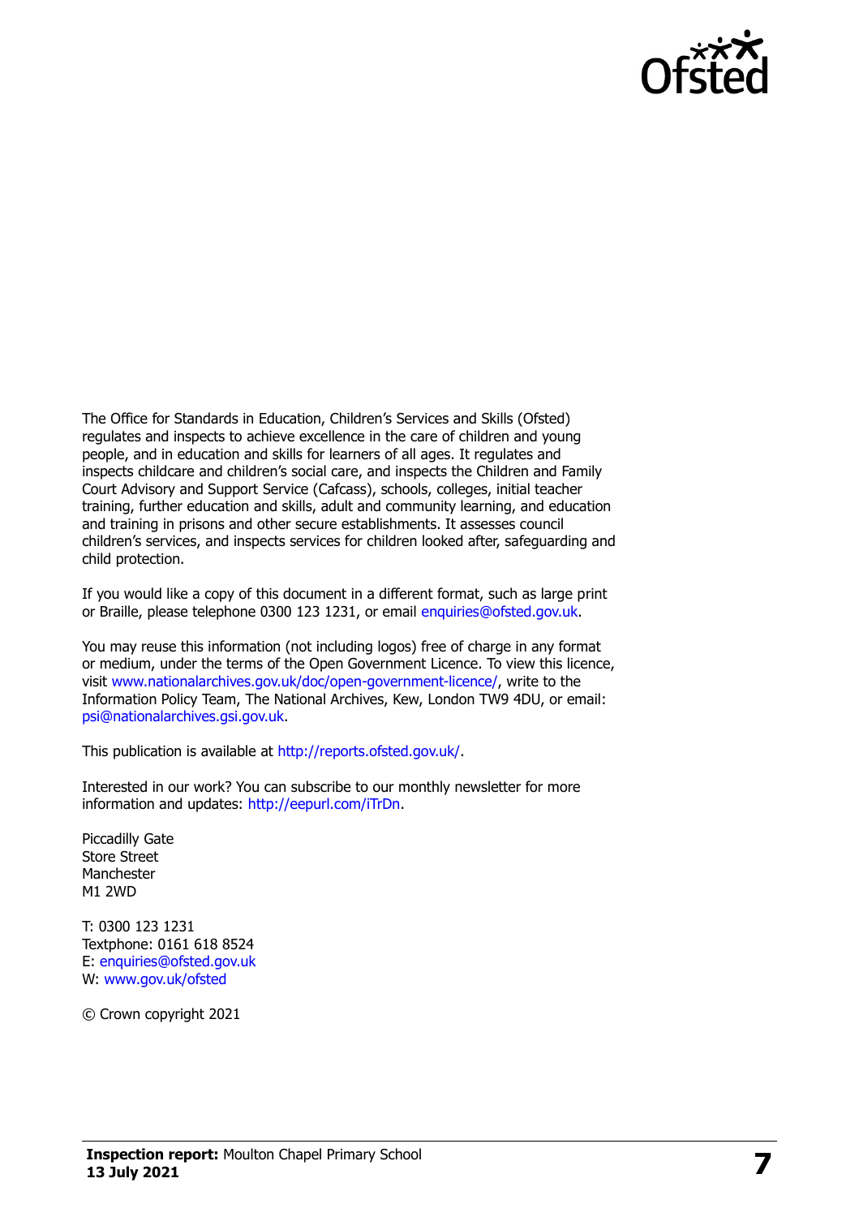The Office for Standards in Education, Children's Services and Skills (Ofsted) regulates and inspects to achieve excellence in the care of children and young people, and in education and skills for learners of all ages. It regulates and inspects childcare and children's social care, and inspects the Children and Family Court Advisory and Support Service (Cafcass), schools, colleges, initial teacher training, further education and skills, adult and community learning, and education and training in prisons and other secure establishments. It assesses council children's services, and inspects services for children looked after, safeguarding and child protection.

If you would like a copy of this document in a different format, such as large print or Braille, please telephone 0300 123 1231, or email enquiries@ofsted.gov.uk.

You may reuse this information (not including logos) free of charge in any format or medium, under the terms of the Open Government Licence. To view this licence, visit www.nationalarchives.gov.uk/doc/open-government-licence/, write to the Information Policy Team, The National Archives, Kew, London TW9 4DU, or email: psi@nationalarchives.gsi.gov.uk.

This publication is available at http://reports.ofsted.gov.uk/.

Interested in our work? You can subscribe to our monthly newsletter for more information and updates: http://eepurl.com/iTrDn.

Piccadilly Gate
Store Street
Manchester
M1 2WD

T: 0300 123 1231
Textphone: 0161 618 8524
E: enquiries@ofsted.gov.uk
W: www.gov.uk/ofsted

© Crown copyright 2021